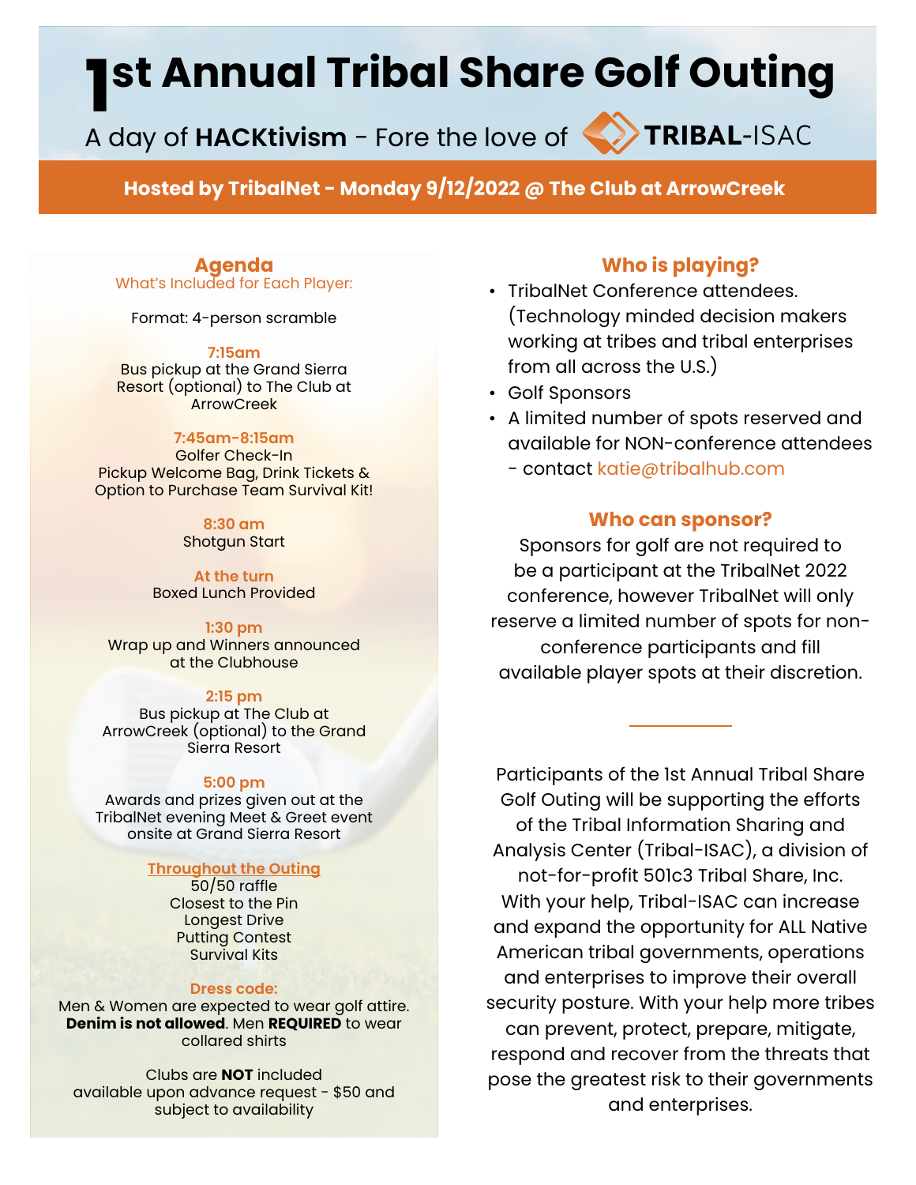# 1st Annual Tribal Share Golf Outing

A day of **HACKtivism** - Fore the love of TRIBAL-ISAC

**Hosted by TribalNet - Monday 9/12/2022 @ The Club at ArrowCreek**

## Agenda

What's Included for Each Player:

Format: 4-person scramble

**7:15am**
Bus pickup at the Grand Sierra Resort (optional) to The Club at ArrowCreek

**7:45am-8:15am**
Golfer Check-In
Pickup Welcome Bag, Drink Tickets & Option to Purchase Team Survival Kit!

**8:30 am**
Shotgun Start

**At the turn**
Boxed Lunch Provided

**1:30 pm**
Wrap up and Winners announced at the Clubhouse

**2:15 pm**
Bus pickup at The Club at ArrowCreek (optional) to the Grand Sierra Resort

**5:00 pm**
Awards and prizes given out at the TribalNet evening Meet & Greet event onsite at Grand Sierra Resort

**Throughout the Outing**
50/50 raffle
Closest to the Pin
Longest Drive
Putting Contest
Survival Kits

**Dress code:**
Men & Women are expected to wear golf attire. **Denim is not allowed**. Men **REQUIRED** to wear collared shirts

Clubs are **NOT** included
available upon advance request - $50 and subject to availability

## Who is playing?

- TribalNet Conference attendees. (Technology minded decision makers working at tribes and tribal enterprises from all across the U.S.)
- Golf Sponsors
- A limited number of spots reserved and available for NON-conference attendees - contact katie@tribalhub.com

## Who can sponsor?

Sponsors for golf are not required to be a participant at the TribalNet 2022 conference, however TribalNet will only reserve a limited number of spots for non-conference participants and fill available player spots at their discretion.

---

Participants of the 1st Annual Tribal Share Golf Outing will be supporting the efforts of the Tribal Information Sharing and Analysis Center (Tribal-ISAC), a division of not-for-profit 501c3 Tribal Share, Inc. With your help, Tribal-ISAC can increase and expand the opportunity for ALL Native American tribal governments, operations and enterprises to improve their overall security posture. With your help more tribes can prevent, protect, prepare, mitigate, respond and recover from the threats that pose the greatest risk to their governments and enterprises.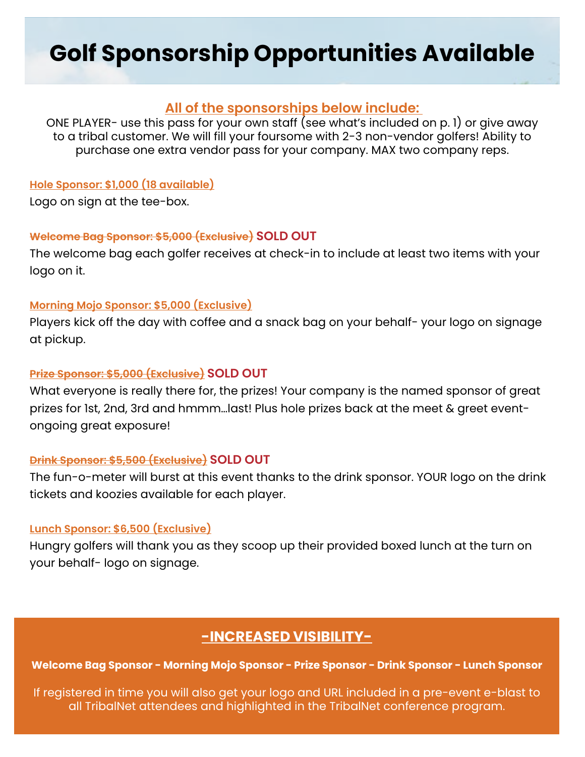# Golf Sponsorship Opportunities Available

## All of the sponsorships below include:

ONE PLAYER- use this pass for your own staff (see what's included on p. 1) or give away to a tribal customer. We will fill your foursome with 2-3 non-vendor golfers! Ability to purchase one extra vendor pass for your company. MAX two company reps.

**Hole Sponsor: $1,000 (18 available)**

Logo on sign at the tee-box.

~~**Welcome Bag Sponsor: $5,000 (Exclusive)**~~ **SOLD OUT**

The welcome bag each golfer receives at check-in to include at least two items with your logo on it.

**Morning Mojo Sponsor: $5,000 (Exclusive)**

Players kick off the day with coffee and a snack bag on your behalf- your logo on signage at pickup.

~~**Prize Sponsor: $5,000 (Exclusive)**~~ **SOLD OUT**

What everyone is really there for, the prizes! Your company is the named sponsor of great prizes for 1st, 2nd, 3rd and hmmm...last! Plus hole prizes back at the meet & greet event- ongoing great exposure!

~~**Drink Sponsor: $5,500 (Exclusive)**~~ **SOLD OUT**

The fun-o-meter will burst at this event thanks to the drink sponsor. YOUR logo on the drink tickets and koozies available for each player.

**Lunch Sponsor: $6,500 (Exclusive)**

Hungry golfers will thank you as they scoop up their provided boxed lunch at the turn on your behalf- logo on signage.

## -INCREASED VISIBILITY-

**Welcome Bag Sponsor - Morning Mojo Sponsor - Prize Sponsor - Drink Sponsor - Lunch Sponsor**

If registered in time you will also get your logo and URL included in a pre-event e-blast to all TribalNet attendees and highlighted in the TribalNet conference program.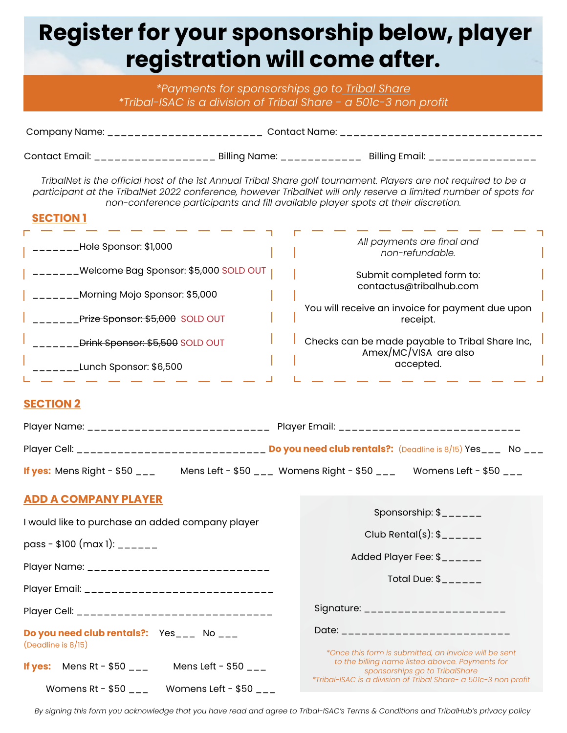# Register for your sponsorship below, player registration will come after.

*\*Payments for sponsorships go to Tribal Share*
*\*Tribal-ISAC is a division of Tribal Share - a 501c-3 non profit*

Company Name: ________________________ Contact Name: ________________________________

Contact Email: ___________________ Billing Name: ____________ Billing Email: ________________

*TribalNet is the official host of the 1st Annual Tribal Share golf tournament. Players are not required to be a participant at the TribalNet 2022 conference, however TribalNet will only reserve a limited number of spots for non-conference participants and fill available player spots at their discretion.*

## SECTION 1

_______Hole Sponsor: $1,000

_______~~Welcome Bag Sponsor: $5,000~~ SOLD OUT

_______Morning Mojo Sponsor: $5,000

_______~~Prize Sponsor: $5,000~~ SOLD OUT

_______~~Drink Sponsor: $5,500~~ SOLD OUT

_______Lunch Sponsor: $6,500

*All payments are final and non-refundable.*

Submit completed form to: contactus@tribalhub.com

You will receive an invoice for payment due upon receipt.

Checks can be made payable to Tribal Share Inc, Amex/MC/VISA are also accepted.

## SECTION 2

Player Name: ____________________________ Player Email: ____________________________

Player Cell: _____________________________ **Do you need club rentals?:** (Deadline is 8/15) Yes___ No ___

**If yes:** Mens Right - $50 ___ Mens Left - $50 ___ Womens Right - $50 ___ Womens Left - $50 ___

## ADD A COMPANY PLAYER

I would like to purchase an added company player pass - $100 (max 1): ______

Player Name: ____________________________

Player Email: _____________________________

Player Cell: _______________________________

**Do you need club rentals?:** Yes___ No ___
(Deadline is 8/15)

**If yes:** Mens Rt - $50 ___ Mens Left - $50 ___

Womens Rt - $50 ___ Womens Left - $50 ___

Sponsorship: $______

Club Rental(s): $______

Added Player Fee: $______

Total Due: $______

Signature: ______________________

Date: __________________________

*\*Once this form is submitted, an invoice will be sent to the billing name listed abovce. Payments for sponsorships go to TribalShare*
*\*Tribal-ISAC is a division of Tribal Share- a 501c-3 non profit*

*By signing this form you acknowledge that you have read and agree to Tribal-ISAC's Terms & Conditions and TribalHub's privacy policy*